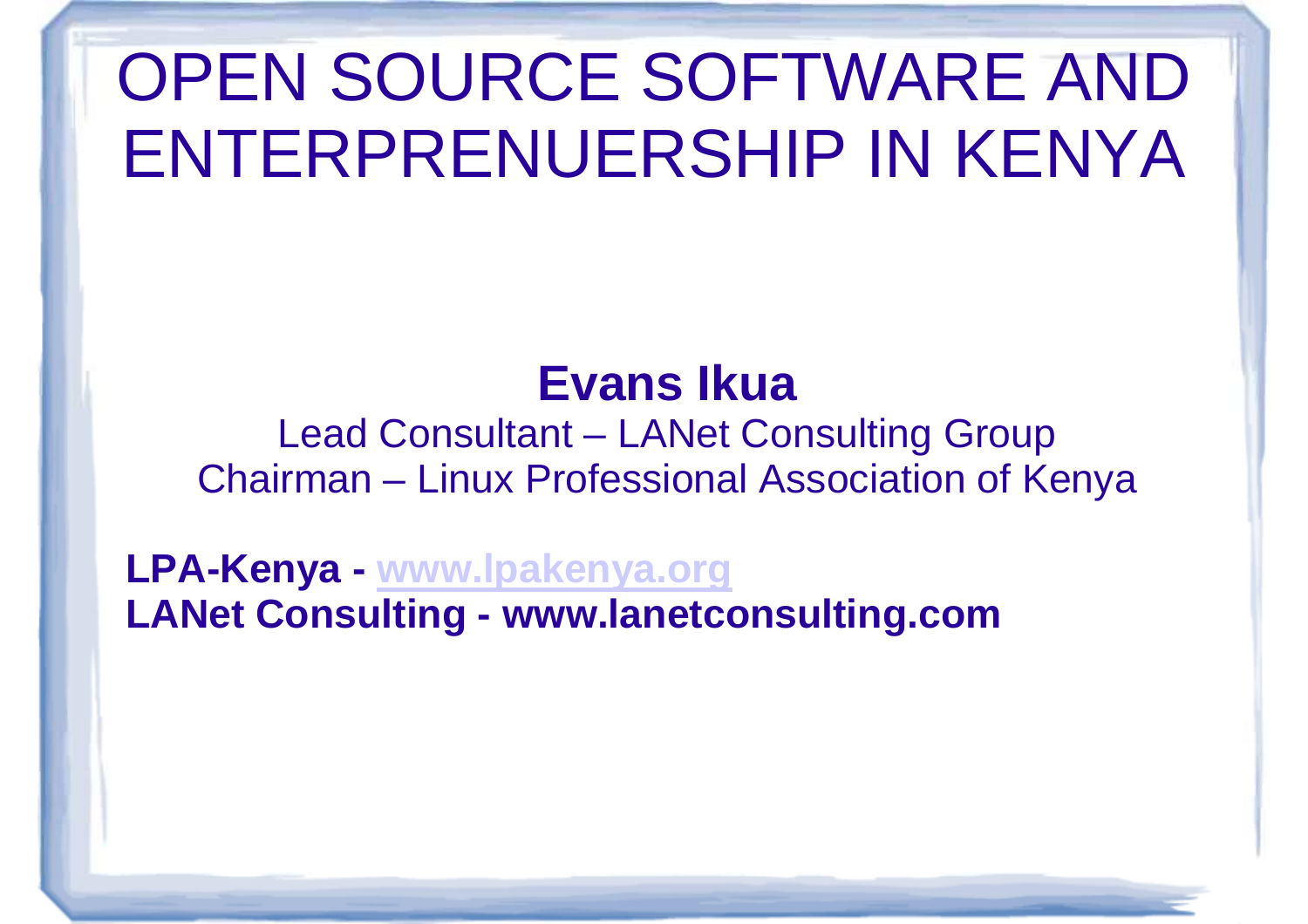# OPEN SOURCE SOFTWARE AND ENTERPRENUERSHIP IN KENYA

**Evans Ikua**

Lead Consultant – LANet Consulting Group

Chairman – Linux Professional Association of Kenya

**LPA-Kenya - www.lpakenya.org**

**LANet Consulting - www.lanetconsulting.com**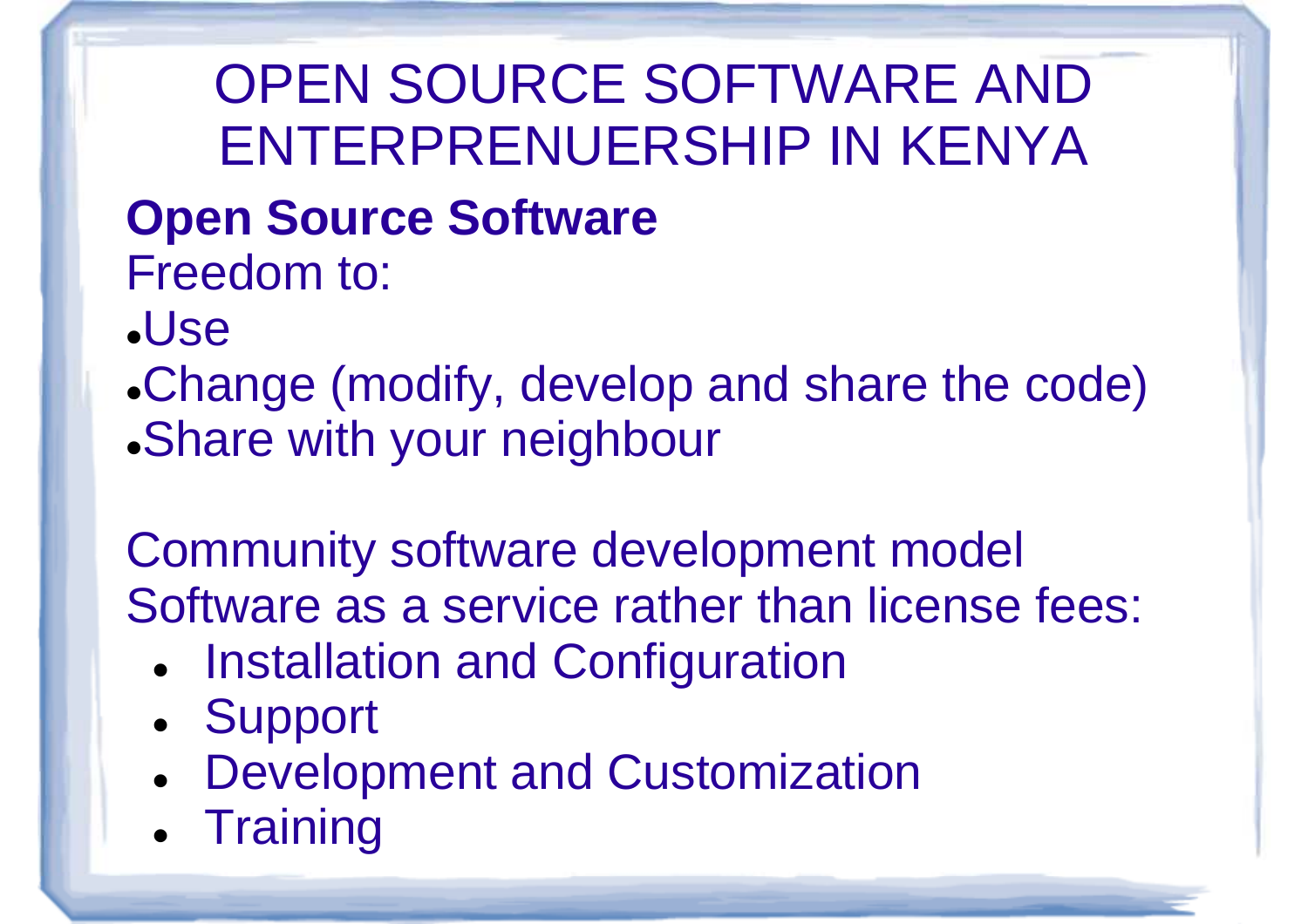# OPEN SOURCE SOFTWARE AND ENTERPRENUERSHIP IN KENYA

**Open Source Software**

Freedom to:

- Use
- Change (modify, develop and share the code)
- Share with your neighbour

Community software development model

Software as a service rather than license fees:

- Installation and Configuration
- Support
- Development and Customization
- Training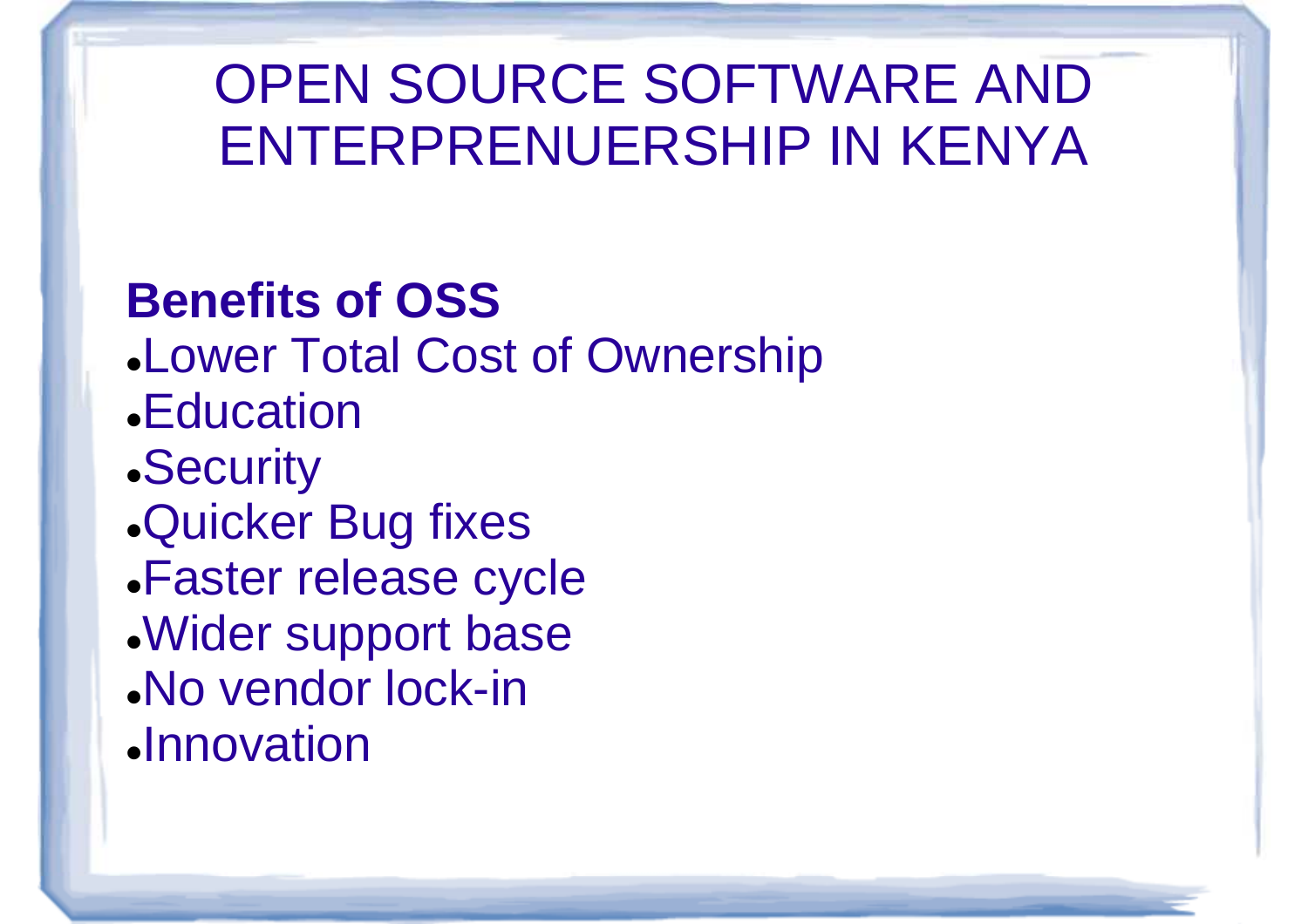# OPEN SOURCE SOFTWARE AND ENTERPRENUERSHIP IN KENYA

**Benefits of OSS**

- Lower Total Cost of Ownership
- Education
- Security
- Quicker Bug fixes
- Faster release cycle
- Wider support base
- No vendor lock-in
- Innovation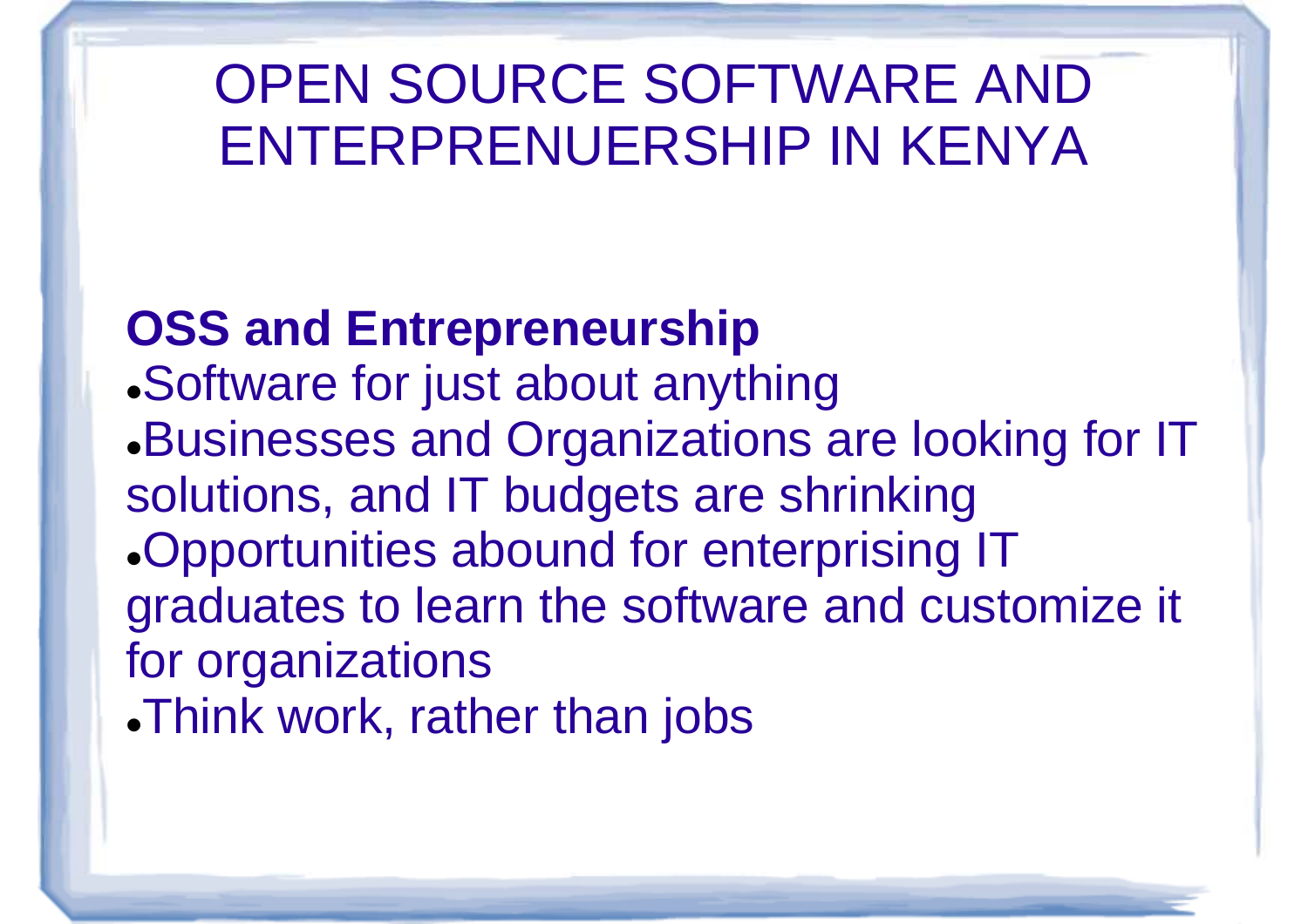# OPEN SOURCE SOFTWARE AND ENTERPRENUERSHIP IN KENYA

**OSS and Entrepreneurship**

- Software for just about anything
- Businesses and Organizations are looking for IT solutions, and IT budgets are shrinking
- Opportunities abound for enterprising IT graduates to learn the software and customize it for organizations
- Think work, rather than jobs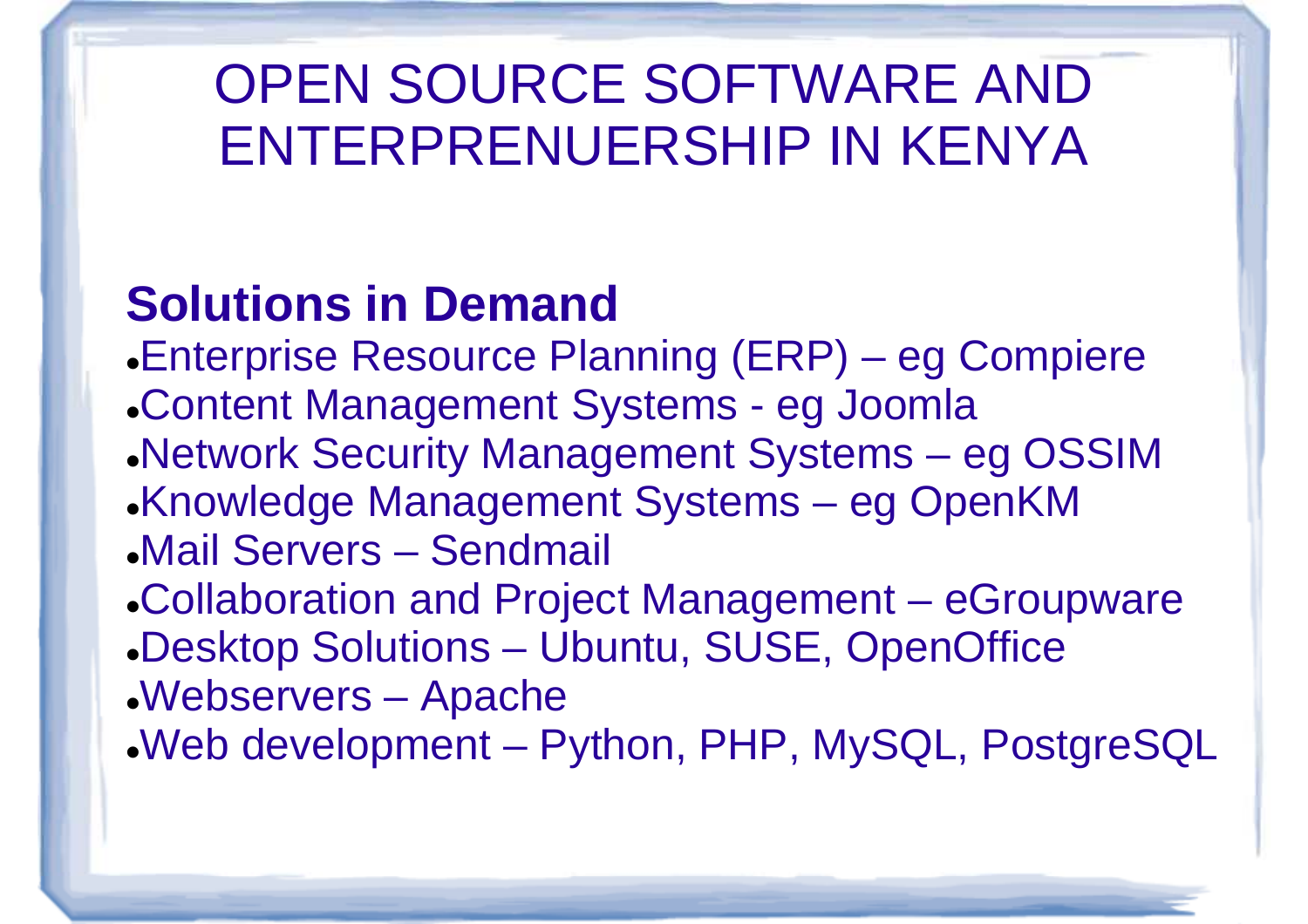# OPEN SOURCE SOFTWARE AND ENTERPRENUERSHIP IN KENYA

## Solutions in Demand

- Enterprise Resource Planning (ERP) – eg Compiere
- Content Management Systems - eg Joomla
- Network Security Management Systems – eg OSSIM
- Knowledge Management Systems – eg OpenKM
- Mail Servers – Sendmail
- Collaboration and Project Management – eGroupware
- Desktop Solutions – Ubuntu, SUSE, OpenOffice
- Webservers – Apache
- Web development – Python, PHP, MySQL, PostgreSQL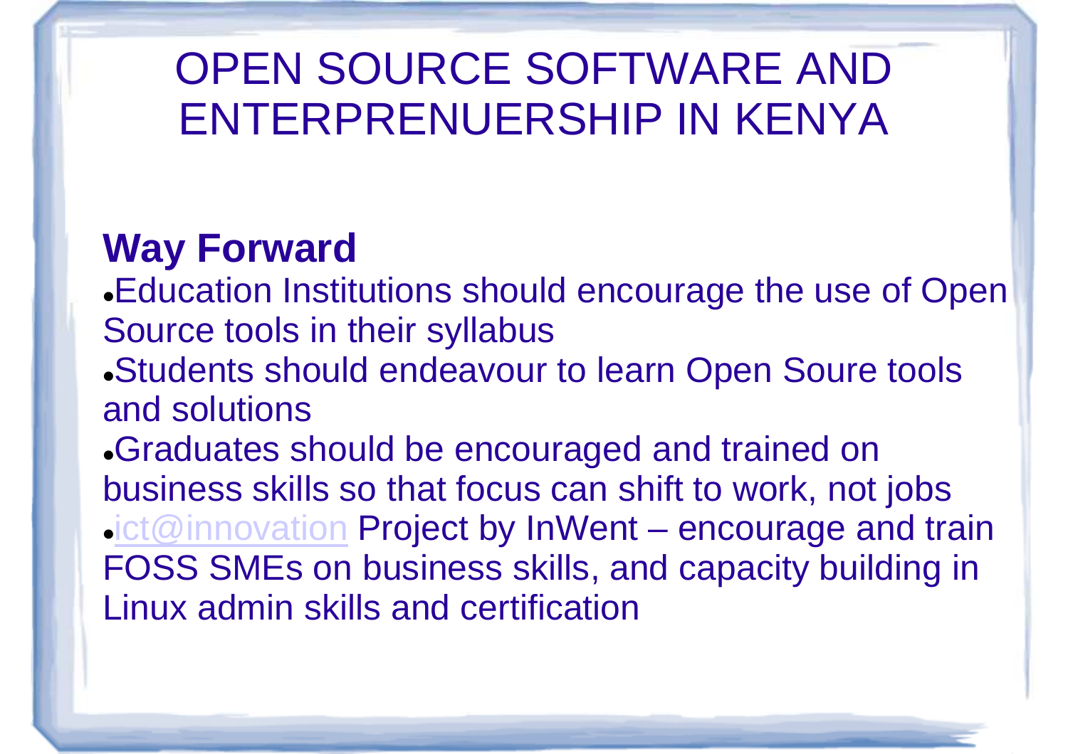# OPEN SOURCE SOFTWARE AND ENTERPRENUERSHIP IN KENYA

## Way Forward

- Education Institutions should encourage the use of Open Source tools in their syllabus
- Students should endeavour to learn Open Soure tools and solutions
- Graduates should be encouraged and trained on business skills so that focus can shift to work, not jobs
- ict@innovation Project by InWent – encourage and train FOSS SMEs on business skills, and capacity building in Linux admin skills and certification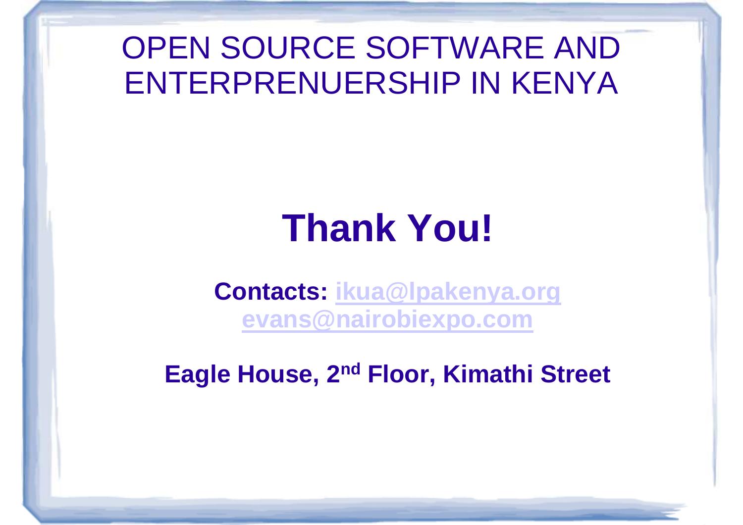# OPEN SOURCE SOFTWARE AND ENTERPRENUERSHIP IN KENYA

## Thank You!

**Contacts: ikua@lpakenya.org evans@nairobiexpo.com**

**Eagle House, 2nd Floor, Kimathi Street**